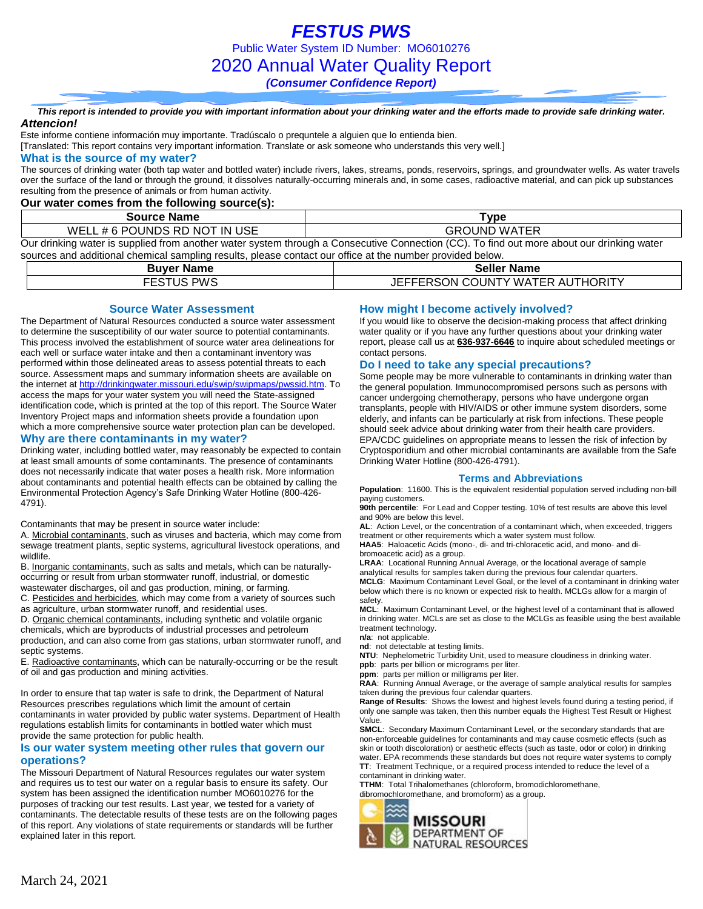# FESTUS PWS

Public Water System ID Number: MO6010276

## 2020 Annual Water Quality Report

***(Consumer Confidence Report)***

***This report is intended to provide you with important information about your drinking water and the efforts made to provide safe drinking water.***

***Attencion!***

Este informe contiene información muy importante. Tradúscalo o prequntele a alguien que lo entienda bien.
[Translated: This report contains very important information. Translate or ask someone who understands this very well.]

### What is the source of my water?

The sources of drinking water (both tap water and bottled water) include rivers, lakes, streams, ponds, reservoirs, springs, and groundwater wells. As water travels over the surface of the land or through the ground, it dissolves naturally-occurring minerals and, in some cases, radioactive material, and can pick up substances resulting from the presence of animals or from human activity.

**Our water comes from the following source(s):**

| Source Name | Type |
|---|---|
| WELL # 6 POUNDS RD NOT IN USE | GROUND WATER |

Our drinking water is supplied from another water system through a Consecutive Connection (CC). To find out more about our drinking water sources and additional chemical sampling results, please contact our office at the number provided below.

| Buyer Name | Seller Name |
|---|---|
| FESTUS PWS | JEFFERSON COUNTY WATER AUTHORITY |

### Source Water Assessment

The Department of Natural Resources conducted a source water assessment to determine the susceptibility of our water source to potential contaminants. This process involved the establishment of source water area delineations for each well or surface water intake and then a contaminant inventory was performed within those delineated areas to assess potential threats to each source. Assessment maps and summary information sheets are available on the internet at http://drinkingwater.missouri.edu/swip/swipmaps/pwssid.htm. To access the maps for your water system you will need the State-assigned identification code, which is printed at the top of this report. The Source Water Inventory Project maps and information sheets provide a foundation upon which a more comprehensive source water protection plan can be developed.

### Why are there contaminants in my water?

Drinking water, including bottled water, may reasonably be expected to contain at least small amounts of some contaminants. The presence of contaminants does not necessarily indicate that water poses a health risk. More information about contaminants and potential health effects can be obtained by calling the Environmental Protection Agency's Safe Drinking Water Hotline (800-426-4791).

Contaminants that may be present in source water include:

A. Microbial contaminants, such as viruses and bacteria, which may come from sewage treatment plants, septic systems, agricultural livestock operations, and wildlife.
B. Inorganic contaminants, such as salts and metals, which can be naturally-occurring or result from urban stormwater runoff, industrial, or domestic wastewater discharges, oil and gas production, mining, or farming.
C. Pesticides and herbicides, which may come from a variety of sources such as agriculture, urban stormwater runoff, and residential uses.
D. Organic chemical contaminants, including synthetic and volatile organic chemicals, which are byproducts of industrial processes and petroleum production, and can also come from gas stations, urban stormwater runoff, and septic systems.
E. Radioactive contaminants, which can be naturally-occurring or be the result of oil and gas production and mining activities.

In order to ensure that tap water is safe to drink, the Department of Natural Resources prescribes regulations which limit the amount of certain contaminants in water provided by public water systems. Department of Health regulations establish limits for contaminants in bottled water which must provide the same protection for public health.

### Is our water system meeting other rules that govern our operations?

The Missouri Department of Natural Resources regulates our water system and requires us to test our water on a regular basis to ensure its safety. Our system has been assigned the identification number MO6010276 for the purposes of tracking our test results. Last year, we tested for a variety of contaminants. The detectable results of these tests are on the following pages of this report. Any violations of state requirements or standards will be further explained later in this report.

### How might I become actively involved?

If you would like to observe the decision-making process that affect drinking water quality or if you have any further questions about your drinking water report, please call us at **636-937-6646** to inquire about scheduled meetings or contact persons.

### Do I need to take any special precautions?

Some people may be more vulnerable to contaminants in drinking water than the general population. Immunocompromised persons such as persons with cancer undergoing chemotherapy, persons who have undergone organ transplants, people with HIV/AIDS or other immune system disorders, some elderly, and infants can be particularly at risk from infections. These people should seek advice about drinking water from their health care providers. EPA/CDC guidelines on appropriate means to lessen the risk of infection by Cryptosporidium and other microbial contaminants are available from the Safe Drinking Water Hotline (800-426-4791).

### Terms and Abbreviations

**Population**: 11600. This is the equivalent residential population served including non-bill paying customers.
**90th percentile**: For Lead and Copper testing. 10% of test results are above this level and 90% are below this level.
**AL**: Action Level, or the concentration of a contaminant which, when exceeded, triggers treatment or other requirements which a water system must follow.
**HAA5**: Haloacetic Acids (mono-, di- and tri-chloracetic acid, and mono- and di-bromoacetic acid) as a group.
**LRAA**: Locational Running Annual Average, or the locational average of sample analytical results for samples taken during the previous four calendar quarters.
**MCLG**: Maximum Contaminant Level Goal, or the level of a contaminant in drinking water below which there is no known or expected risk to health. MCLGs allow for a margin of safety.
**MCL**: Maximum Contaminant Level, or the highest level of a contaminant that is allowed in drinking water. MCLs are set as close to the MCLGs as feasible using the best available treatment technology.
**n/a**: not applicable.
**nd**: not detectable at testing limits.
**NTU**: Nephelometric Turbidity Unit, used to measure cloudiness in drinking water.
**ppb**: parts per billion or micrograms per liter.
**ppm**: parts per million or milligrams per liter.
**RAA**: Running Annual Average, or the average of sample analytical results for samples taken during the previous four calendar quarters.
**Range of Results**: Shows the lowest and highest levels found during a testing period, if only one sample was taken, then this number equals the Highest Test Result or Highest Value.
**SMCL**: Secondary Maximum Contaminant Level, or the secondary standards that are non-enforceable guidelines for contaminants and may cause cosmetic effects (such as skin or tooth discoloration) or aesthetic effects (such as taste, odor or color) in drinking water. EPA recommends these standards but does not require water systems to comply
**TT**: Treatment Technique, or a required process intended to reduce the level of a contaminant in drinking water.
**TTHM**: Total Trihalomethanes (chloroform, bromodichloromethane, dibromochloromethane, and bromoform) as a group.

MISSOURI DEPARTMENT OF NATURAL RESOURCES

March 24, 2021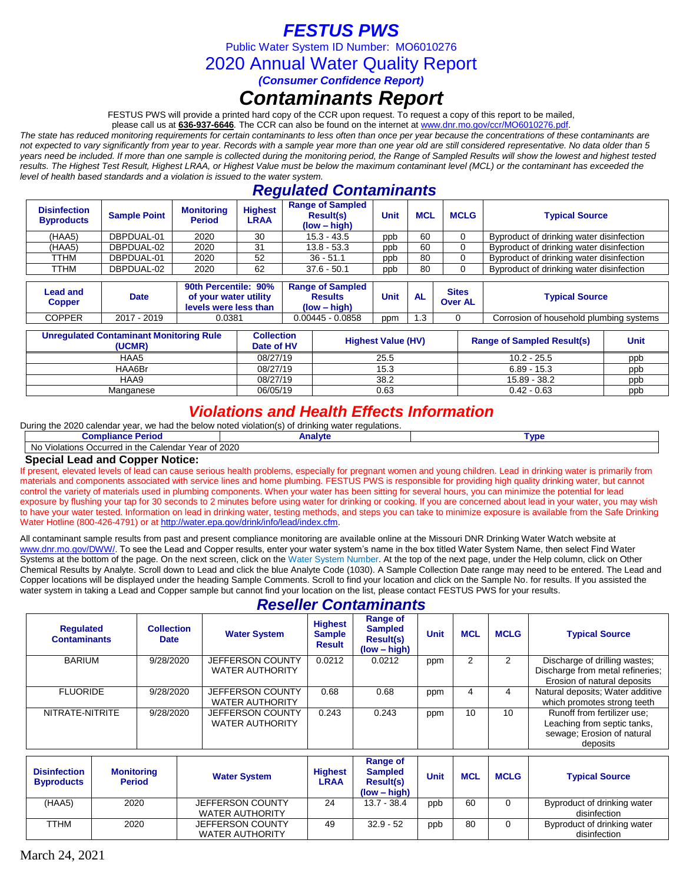# FESTUS PWS

Public Water System ID Number: MO6010276

## 2020 Annual Water Quality Report

***(Consumer Confidence Report)***

# *Contaminants Report*

FESTUS PWS will provide a printed hard copy of the CCR upon request. To request a copy of this report to be mailed, please call us at **636-937-6646**. The CCR can also be found on the internet at www.dnr.mo.gov/ccr/MO6010276.pdf.

*The state has reduced monitoring requirements for certain contaminants to less often than once per year because the concentrations of these contaminants are not expected to vary significantly from year to year. Records with a sample year more than one year old are still considered representative. No data older than 5 years need be included. If more than one sample is collected during the monitoring period, the Range of Sampled Results will show the lowest and highest tested results. The Highest Test Result, Highest LRAA, or Highest Value must be below the maximum contaminant level (MCL) or the contaminant has exceeded the level of health based standards and a violation is issued to the water system.*

## *Regulated Contaminants*

| Disinfection Byproducts | Sample Point | Monitoring Period | Highest LRAA | Range of Sampled Result(s) (low – high) | Unit | MCL | MCLG | Typical Source |
|---|---|---|---|---|---|---|---|---|
| (HAA5) | DBPDUAL-01 | 2020 | 30 | 15.3 - 43.5 | ppb | 60 | 0 | Byproduct of drinking water disinfection |
| (HAA5) | DBPDUAL-02 | 2020 | 31 | 13.8 - 53.3 | ppb | 60 | 0 | Byproduct of drinking water disinfection |
| TTHM | DBPDUAL-01 | 2020 | 52 | 36 - 51.1 | ppb | 80 | 0 | Byproduct of drinking water disinfection |
| TTHM | DBPDUAL-02 | 2020 | 62 | 37.6 - 50.1 | ppb | 80 | 0 | Byproduct of drinking water disinfection |

| Lead and Copper | Date | 90th Percentile: 90% of your water utility levels were less than | Range of Sampled Results (low – high) | Unit | AL | Sites Over AL | Typical Source |
|---|---|---|---|---|---|---|---|
| COPPER | 2017 - 2019 | 0.0381 | 0.00445 - 0.0858 | ppm | 1.3 | 0 | Corrosion of household plumbing systems |

| Unregulated Contaminant Monitoring Rule (UCMR) | Collection Date of HV | Highest Value (HV) | Range of Sampled Result(s) | Unit |
|---|---|---|---|---|
| HAA5 | 08/27/19 | 25.5 | 10.2 - 25.5 | ppb |
| HAA6Br | 08/27/19 | 15.3 | 6.89 - 15.3 | ppb |
| HAA9 | 08/27/19 | 38.2 | 15.89 - 38.2 | ppb |
| Manganese | 06/05/19 | 0.63 | 0.42 - 0.63 | ppb |

## *Violations and Health Effects Information*

During the 2020 calendar year, we had the below noted violation(s) of drinking water regulations.

| Compliance Period | Analyte | Type |
|---|---|---|
| No Violations Occurred in the Calendar Year of 2020 | | |

### Special Lead and Copper Notice:

If present, elevated levels of lead can cause serious health problems, especially for pregnant women and young children. Lead in drinking water is primarily from materials and components associated with service lines and home plumbing. FESTUS PWS is responsible for providing high quality drinking water, but cannot control the variety of materials used in plumbing components. When your water has been sitting for several hours, you can minimize the potential for lead exposure by flushing your tap for 30 seconds to 2 minutes before using water for drinking or cooking. If you are concerned about lead in your water, you may wish to have your water tested. Information on lead in drinking water, testing methods, and steps you can take to minimize exposure is available from the Safe Drinking Water Hotline (800-426-4791) or at http://water.epa.gov/drink/info/lead/index.cfm.

All contaminant sample results from past and present compliance monitoring are available online at the Missouri DNR Drinking Water Watch website at www.dnr.mo.gov/DWW/. To see the Lead and Copper results, enter your water system's name in the box titled Water System Name, then select Find Water Systems at the bottom of the page. On the next screen, click on the Water System Number. At the top of the next page, under the Help column, click on Other Chemical Results by Analyte. Scroll down to Lead and click the blue Analyte Code (1030). A Sample Collection Date range may need to be entered. The Lead and Copper locations will be displayed under the heading Sample Comments. Scroll to find your location and click on the Sample No. for results. If you assisted the water system in taking a Lead and Copper sample but cannot find your location on the list, please contact FESTUS PWS for your results.

## *Reseller Contaminants*

| Regulated Contaminants | Collection Date | Water System | Highest Sample Result | Range of Sampled Result(s) (low – high) | Unit | MCL | MCLG | Typical Source |
|---|---|---|---|---|---|---|---|---|
| BARIUM | 9/28/2020 | JEFFERSON COUNTY WATER AUTHORITY | 0.0212 | 0.0212 | ppm | 2 | 2 | Discharge of drilling wastes; Discharge from metal refineries; Erosion of natural deposits |
| FLUORIDE | 9/28/2020 | JEFFERSON COUNTY WATER AUTHORITY | 0.68 | 0.68 | ppm | 4 | 4 | Natural deposits; Water additive which promotes strong teeth |
| NITRATE-NITRITE | 9/28/2020 | JEFFERSON COUNTY WATER AUTHORITY | 0.243 | 0.243 | ppm | 10 | 10 | Runoff from fertilizer use; Leaching from septic tanks, sewage; Erosion of natural deposits |

| Disinfection Byproducts | Monitoring Period | Water System | Highest LRAA | Range of Sampled Result(s) (low – high) | Unit | MCL | MCLG | Typical Source |
|---|---|---|---|---|---|---|---|---|
| (HAA5) | 2020 | JEFFERSON COUNTY WATER AUTHORITY | 24 | 13.7 - 38.4 | ppb | 60 | 0 | Byproduct of drinking water disinfection |
| TTHM | 2020 | JEFFERSON COUNTY WATER AUTHORITY | 49 | 32.9 - 52 | ppb | 80 | 0 | Byproduct of drinking water disinfection |

March 24, 2021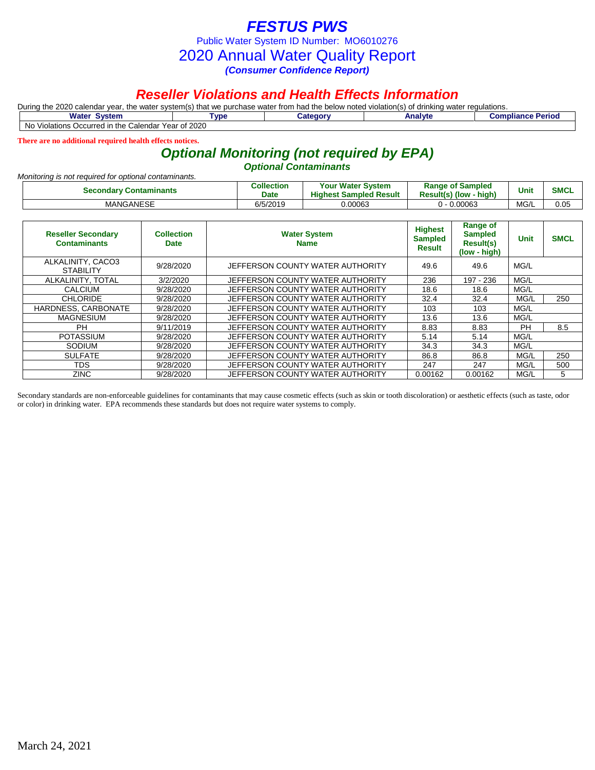# FESTUS PWS

Public Water System ID Number: MO6010276

2020 Annual Water Quality Report

***(Consumer Confidence Report)***

## Reseller Violations and Health Effects Information

During the 2020 calendar year, the water system(s) that we purchase water from had the below noted violation(s) of drinking water regulations.

| Water System | Type | Category | Analyte | Compliance Period |
|---|---|---|---|---|
| No Violations Occurred in the Calendar Year of 2020 | | | | |

**There are no additional required health effects notices.**

## Optional Monitoring (not required by EPA)

### Optional Contaminants

*Monitoring is not required for optional contaminants.*

| Secondary Contaminants | Collection Date | Your Water System Highest Sampled Result | Range of Sampled Result(s) (low - high) | Unit | SMCL |
|---|---|---|---|---|---|
| MANGANESE | 6/5/2019 | 0.00063 | 0 - 0.00063 | MG/L | 0.05 |

| Reseller Secondary Contaminants | Collection Date | Water System Name | Highest Sampled Result | Range of Sampled Result(s) (low - high) | Unit | SMCL |
|---|---|---|---|---|---|---|
| ALKALINITY, CACO3 STABILITY | 9/28/2020 | JEFFERSON COUNTY WATER AUTHORITY | 49.6 | 49.6 | MG/L | |
| ALKALINITY, TOTAL | 3/2/2020 | JEFFERSON COUNTY WATER AUTHORITY | 236 | 197 - 236 | MG/L | |
| CALCIUM | 9/28/2020 | JEFFERSON COUNTY WATER AUTHORITY | 18.6 | 18.6 | MG/L | |
| CHLORIDE | 9/28/2020 | JEFFERSON COUNTY WATER AUTHORITY | 32.4 | 32.4 | MG/L | 250 |
| HARDNESS, CARBONATE | 9/28/2020 | JEFFERSON COUNTY WATER AUTHORITY | 103 | 103 | MG/L | |
| MAGNESIUM | 9/28/2020 | JEFFERSON COUNTY WATER AUTHORITY | 13.6 | 13.6 | MG/L | |
| PH | 9/11/2019 | JEFFERSON COUNTY WATER AUTHORITY | 8.83 | 8.83 | PH | 8.5 |
| POTASSIUM | 9/28/2020 | JEFFERSON COUNTY WATER AUTHORITY | 5.14 | 5.14 | MG/L | |
| SODIUM | 9/28/2020 | JEFFERSON COUNTY WATER AUTHORITY | 34.3 | 34.3 | MG/L | |
| SULFATE | 9/28/2020 | JEFFERSON COUNTY WATER AUTHORITY | 86.8 | 86.8 | MG/L | 250 |
| TDS | 9/28/2020 | JEFFERSON COUNTY WATER AUTHORITY | 247 | 247 | MG/L | 500 |
| ZINC | 9/28/2020 | JEFFERSON COUNTY WATER AUTHORITY | 0.00162 | 0.00162 | MG/L | 5 |

Secondary standards are non-enforceable guidelines for contaminants that may cause cosmetic effects (such as skin or tooth discoloration) or aesthetic effects (such as taste, odor or color) in drinking water. EPA recommends these standards but does not require water systems to comply.

March 24, 2021